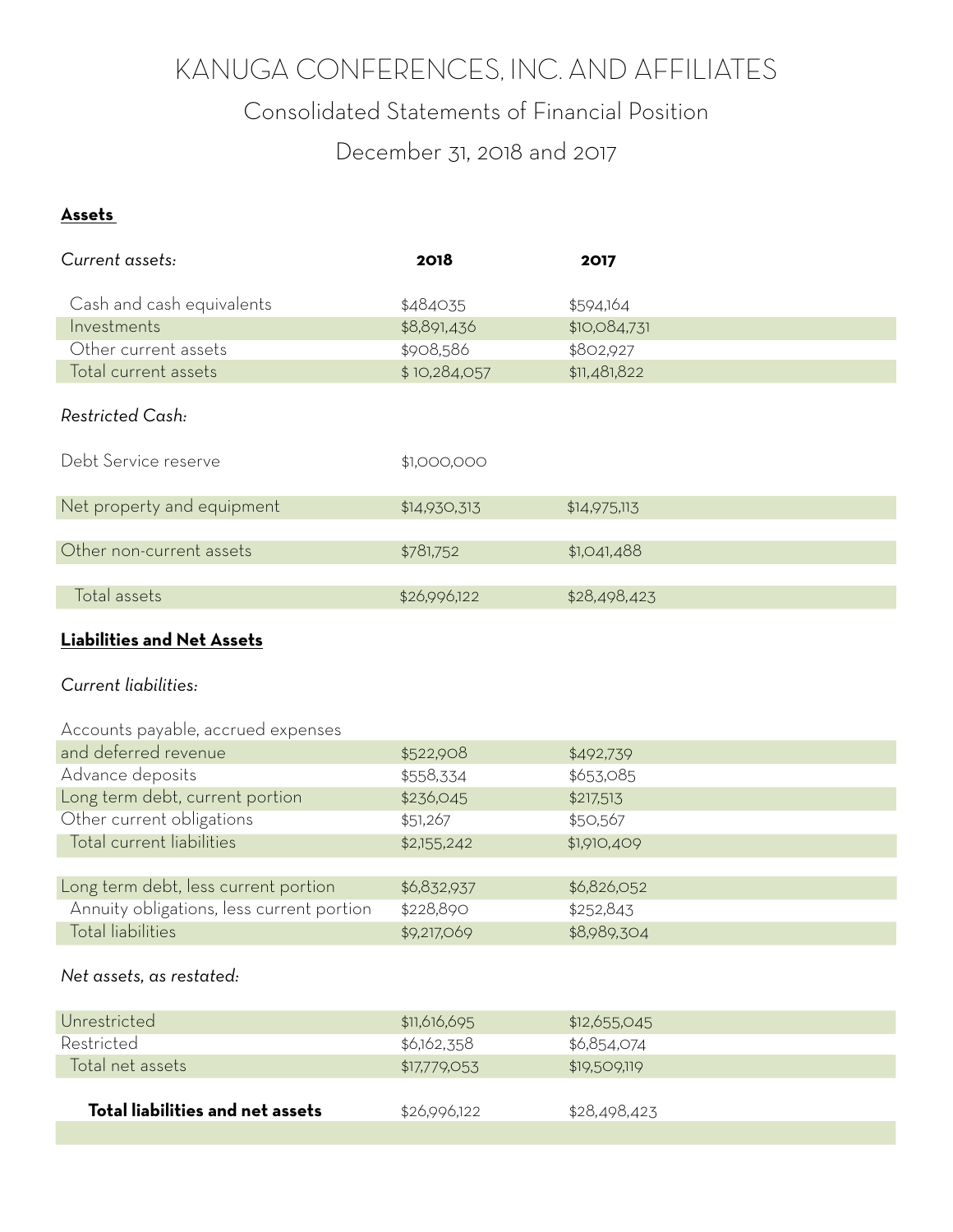# KANUGA CONFERENCES, INC. AND AFFILIATES

## Consolidated Statements of Financial Position

## December 31, 2018 and 2017

**Assets**

| *Current assets:* | **2018** | **2017** |
|---|---|---|
| Cash and cash equivalents | $484035 | $594,164 |
| Investments | $8,891,436 | $10,084,731 |
| Other current assets | $908,586 | $802,927 |
| Total current assets | $ 10,284,057 | $11,481,822 |
| *Restricted Cash:* | | |
| Debt Service reserve | $1,000,000 | |
| Net property and equipment | $14,930,313 | $14,975,113 |
| Other non-current assets | $781,752 | $1,041,488 |
| Total assets | $26,996,122 | $28,498,423 |

**Liabilities and Net Assets**

| *Current liabilities:* | | |
|---|---|---|
| Accounts payable, accrued expenses and deferred revenue | $522,908 | $492,739 |
| Advance deposits | $558,334 | $653,085 |
| Long term debt, current portion | $236,045 | $217,513 |
| Other current obligations | $51,267 | $50,567 |
| Total current liabilities | $2,155,242 | $1,910,409 |
| Long term debt, less current portion | $6,832,937 | $6,826,052 |
| Annuity obligations, less current portion | $228,890 | $252,843 |
| Total liabilities | $9,217,069 | $8,989,304 |
| *Net assets, as restated:* | | |
| Unrestricted | $11,616,695 | $12,655,045 |
| Restricted | $6,162,358 | $6,854,074 |
| Total net assets | $17,779,053 | $19,509,119 |
| **Total liabilities and net assets** | $26,996,122 | $28,498,423 |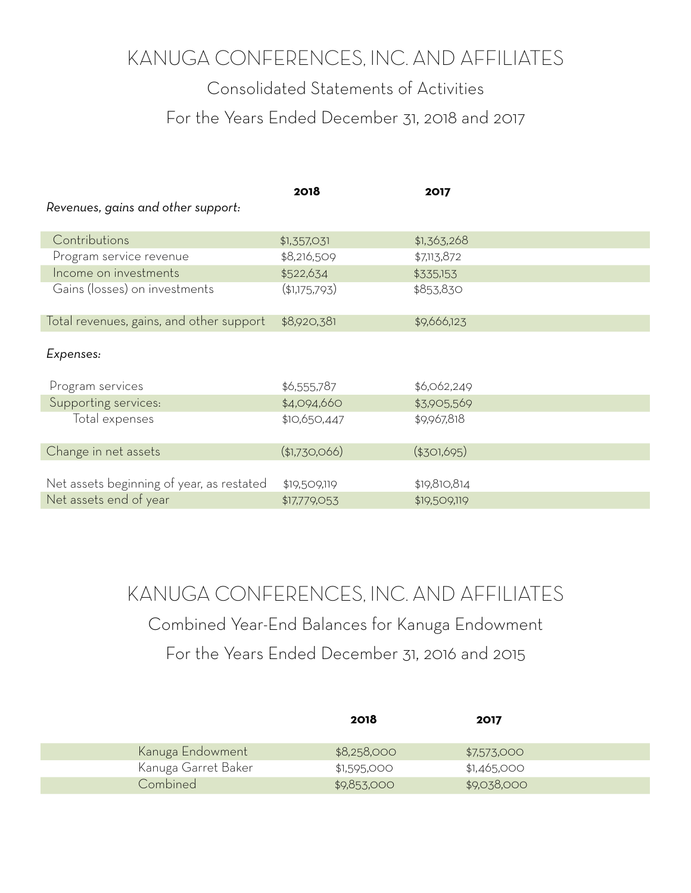# KANUGA CONFERENCES, INC. AND AFFILIATES

## Consolidated Statements of Activities

## For the Years Ended December 31, 2018 and 2017

| | 2018 | 2017 |
|---|---|---|
| *Revenues, gains and other support:* | | |
| Contributions | $1,357,031 | $1,363,268 |
| Program service revenue | $8,216,509 | $7,113,872 |
| Income on investments | $522,634 | $335,153 |
| Gains (losses) on investments | ($1,175,793) | $853,830 |
| Total revenues, gains, and other support | $8,920,381 | $9,666,123 |
| *Expenses:* | | |
| Program services | $6,555,787 | $6,062,249 |
| Supporting services: | $4,094,660 | $3,905,569 |
| Total expenses | $10,650,447 | $9,967,818 |
| Change in net assets | ($1,730,066) | ($301,695) |
| Net assets beginning of year, as restated | $19,509,119 | $19,810,814 |
| Net assets end of year | $17,779,053 | $19,509,119 |

# KANUGA CONFERENCES, INC. AND AFFILIATES

## Combined Year-End Balances for Kanuga Endowment

## For the Years Ended December 31, 2016 and 2015

| | 2018 | 2017 |
|---|---|---|
| Kanuga Endowment | $8,258,000 | $7,573,000 |
| Kanuga Garret Baker | $1,595,000 | $1,465,000 |
| Combined | $9,853,000 | $9,038,000 |